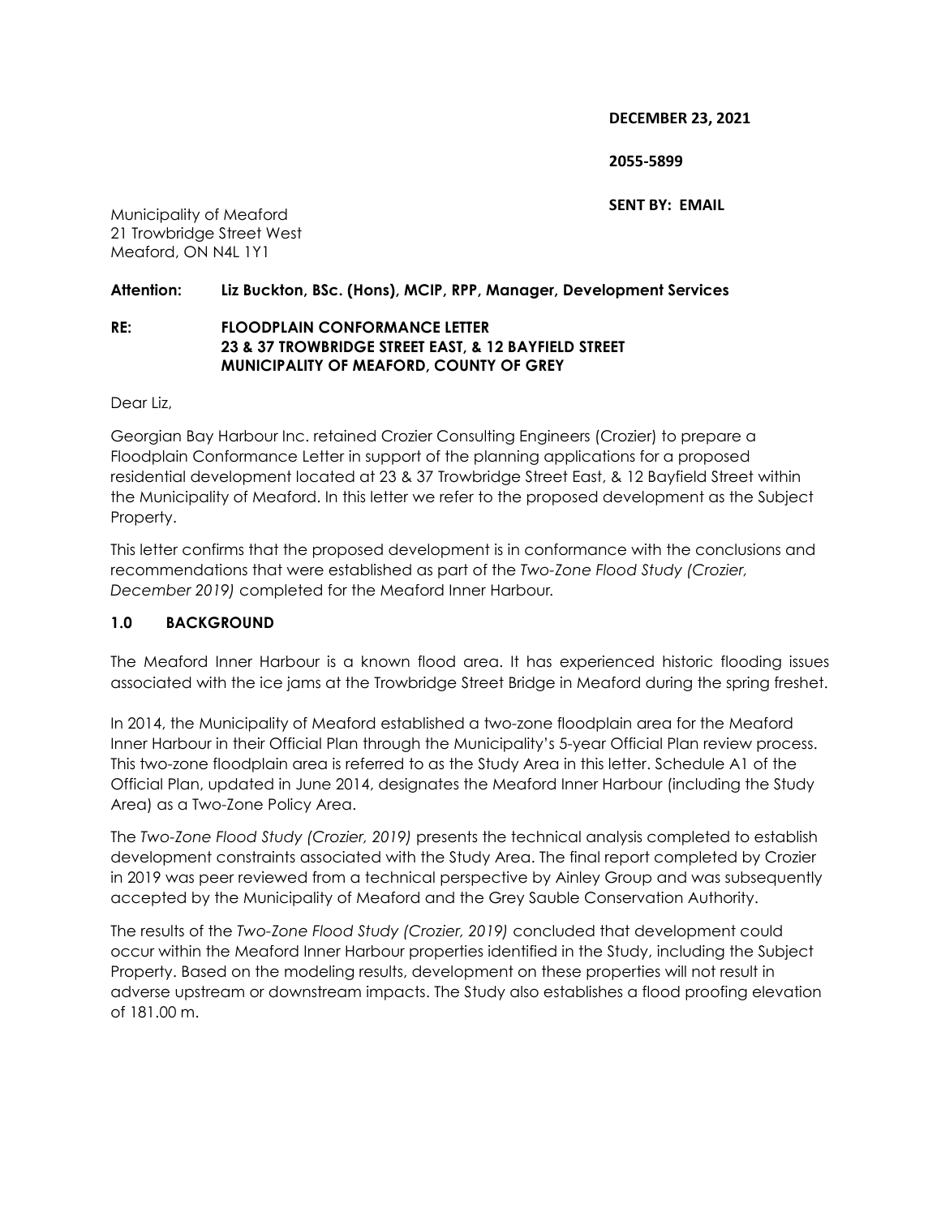**DECEMBER 23, 2021**

**2055-5899**

**SENT BY: EMAIL**

Municipality of Meaford
21 Trowbridge Street West
Meaford, ON N4L 1Y1

**Attention: Liz Buckton, BSc. (Hons), MCIP, RPP, Manager, Development Services**

**RE: FLOODPLAIN CONFORMANCE LETTER**
**23 & 37 TROWBRIDGE STREET EAST, & 12 BAYFIELD STREET**
**MUNICIPALITY OF MEAFORD, COUNTY OF GREY**

Dear Liz,

Georgian Bay Harbour Inc. retained Crozier Consulting Engineers (Crozier) to prepare a Floodplain Conformance Letter in support of the planning applications for a proposed residential development located at 23 & 37 Trowbridge Street East, & 12 Bayfield Street within the Municipality of Meaford. In this letter we refer to the proposed development as the Subject Property.

This letter confirms that the proposed development is in conformance with the conclusions and recommendations that were established as part of the *Two-Zone Flood Study (Crozier, December 2019)* completed for the Meaford Inner Harbour.

## 1.0 BACKGROUND

The Meaford Inner Harbour is a known flood area. It has experienced historic flooding issues associated with the ice jams at the Trowbridge Street Bridge in Meaford during the spring freshet.

In 2014, the Municipality of Meaford established a two-zone floodplain area for the Meaford Inner Harbour in their Official Plan through the Municipality's 5-year Official Plan review process. This two-zone floodplain area is referred to as the Study Area in this letter. Schedule A1 of the Official Plan, updated in June 2014, designates the Meaford Inner Harbour (including the Study Area) as a Two-Zone Policy Area.

The *Two-Zone Flood Study (Crozier, 2019)* presents the technical analysis completed to establish development constraints associated with the Study Area. The final report completed by Crozier in 2019 was peer reviewed from a technical perspective by Ainley Group and was subsequently accepted by the Municipality of Meaford and the Grey Sauble Conservation Authority.

The results of the *Two-Zone Flood Study (Crozier, 2019)* concluded that development could occur within the Meaford Inner Harbour properties identified in the Study, including the Subject Property. Based on the modeling results, development on these properties will not result in adverse upstream or downstream impacts. The Study also establishes a flood proofing elevation of 181.00 m.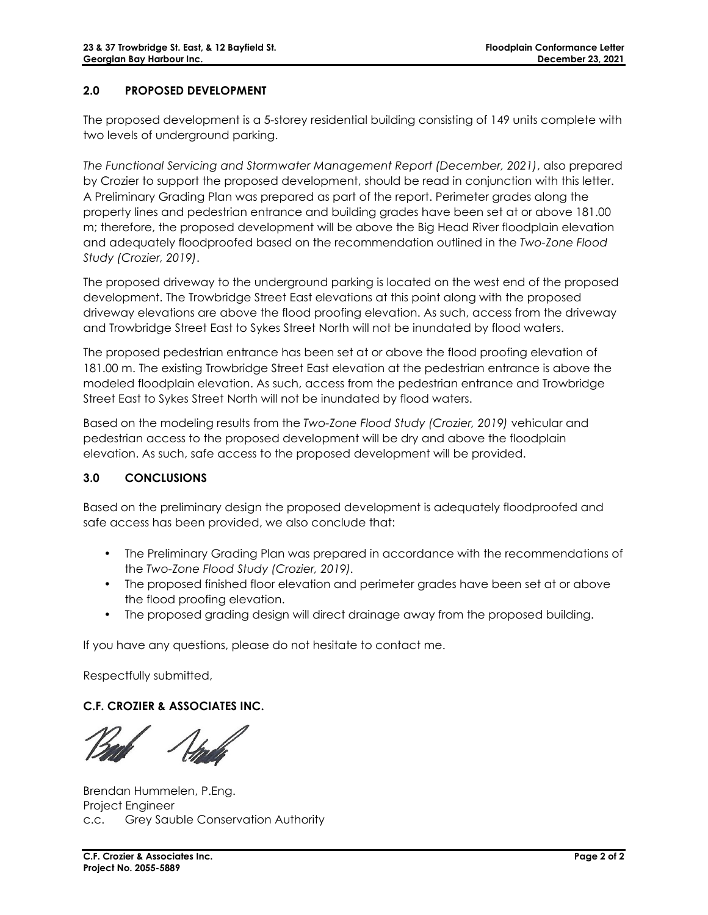## 2.0 PROPOSED DEVELOPMENT

The proposed development is a 5-storey residential building consisting of 149 units complete with two levels of underground parking.

*The Functional Servicing and Stormwater Management Report (December, 2021)*, also prepared by Crozier to support the proposed development, should be read in conjunction with this letter. A Preliminary Grading Plan was prepared as part of the report. Perimeter grades along the property lines and pedestrian entrance and building grades have been set at or above 181.00 m; therefore, the proposed development will be above the Big Head River floodplain elevation and adequately floodproofed based on the recommendation outlined in the *Two-Zone Flood Study (Crozier, 2019)*.

The proposed driveway to the underground parking is located on the west end of the proposed development. The Trowbridge Street East elevations at this point along with the proposed driveway elevations are above the flood proofing elevation. As such, access from the driveway and Trowbridge Street East to Sykes Street North will not be inundated by flood waters.

The proposed pedestrian entrance has been set at or above the flood proofing elevation of 181.00 m. The existing Trowbridge Street East elevation at the pedestrian entrance is above the modeled floodplain elevation. As such, access from the pedestrian entrance and Trowbridge Street East to Sykes Street North will not be inundated by flood waters.

Based on the modeling results from the *Two-Zone Flood Study (Crozier, 2019)* vehicular and pedestrian access to the proposed development will be dry and above the floodplain elevation. As such, safe access to the proposed development will be provided.

## 3.0 CONCLUSIONS

Based on the preliminary design the proposed development is adequately floodproofed and safe access has been provided, we also conclude that:

- The Preliminary Grading Plan was prepared in accordance with the recommendations of the *Two-Zone Flood Study (Crozier, 2019)*.
- The proposed finished floor elevation and perimeter grades have been set at or above the flood proofing elevation.
- The proposed grading design will direct drainage away from the proposed building.

If you have any questions, please do not hesitate to contact me.

Respectfully submitted,

**C.F. CROZIER & ASSOCIATES INC.**

Brendan Hummelen, P.Eng.
Project Engineer
c.c. Grey Sauble Conservation Authority